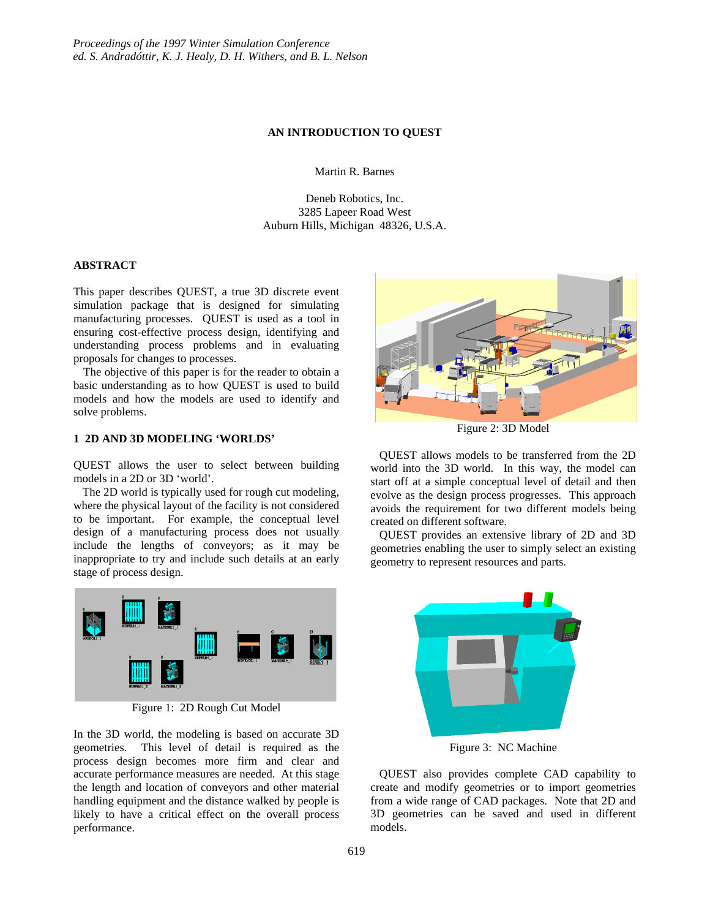# AN INTRODUCTION TO QUEST

Martin R. Barnes

Deneb Robotics, Inc.
3285 Lapeer Road West
Auburn Hills, Michigan 48326, U.S.A.

## ABSTRACT

This paper describes QUEST, a true 3D discrete event simulation package that is designed for simulating manufacturing processes. QUEST is used as a tool in ensuring cost-effective process design, identifying and understanding process problems and in evaluating proposals for changes to processes.

The objective of this paper is for the reader to obtain a basic understanding as to how QUEST is used to build models and how the models are used to identify and solve problems.

## 1 2D AND 3D MODELING 'WORLDS'

QUEST allows the user to select between building models in a 2D or 3D 'world'.

The 2D world is typically used for rough cut modeling, where the physical layout of the facility is not considered to be important. For example, the conceptual level design of a manufacturing process does not usually include the lengths of conveyors; as it may be inappropriate to try and include such details at an early stage of process design.

Figure 1: 2D Rough Cut Model

In the 3D world, the modeling is based on accurate 3D geometries. This level of detail is required as the process design becomes more firm and clear and accurate performance measures are needed. At this stage the length and location of conveyors and other material handling equipment and the distance walked by people is likely to have a critical effect on the overall process performance.

Figure 2: 3D Model

QUEST allows models to be transferred from the 2D world into the 3D world. In this way, the model can start off at a simple conceptual level of detail and then evolve as the design process progresses. This approach avoids the requirement for two different models being created on different software.

QUEST provides an extensive library of 2D and 3D geometries enabling the user to simply select an existing geometry to represent resources and parts.

Figure 3: NC Machine

QUEST also provides complete CAD capability to create and modify geometries or to import geometries from a wide range of CAD packages. Note that 2D and 3D geometries can be saved and used in different models.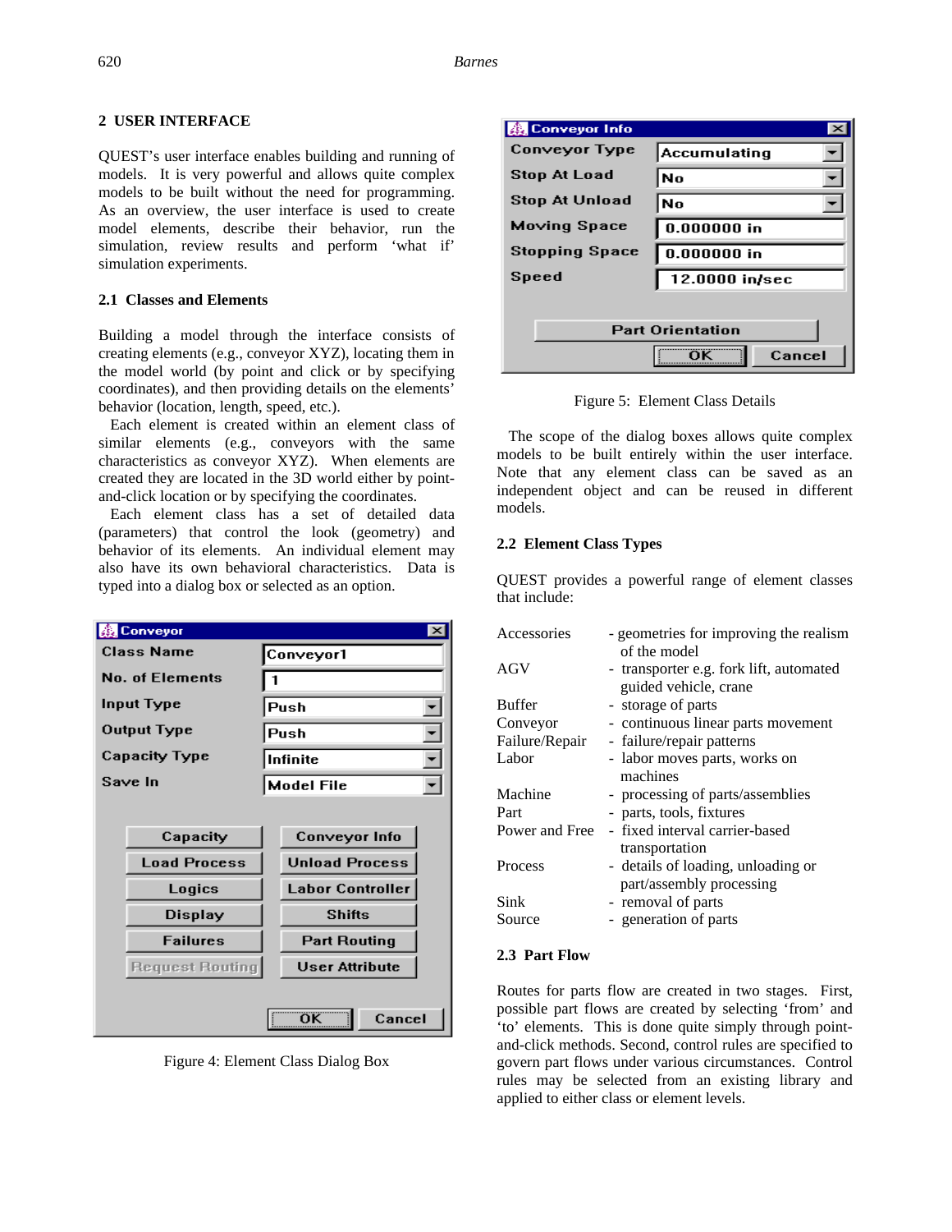## 2 USER INTERFACE

QUEST's user interface enables building and running of models. It is very powerful and allows quite complex models to be built without the need for programming. As an overview, the user interface is used to create model elements, describe their behavior, run the simulation, review results and perform 'what if' simulation experiments.

### 2.1 Classes and Elements

Building a model through the interface consists of creating elements (e.g., conveyor XYZ), locating them in the model world (by point and click or by specifying coordinates), and then providing details on the elements' behavior (location, length, speed, etc.).

Each element is created within an element class of similar elements (e.g., conveyors with the same characteristics as conveyor XYZ). When elements are created they are located in the 3D world either by point-and-click location or by specifying the coordinates.

Each element class has a set of detailed data (parameters) that control the look (geometry) and behavior of its elements. An individual element may also have its own behavioral characteristics. Data is typed into a dialog box or selected as an option.

Figure 4: Element Class Dialog Box

Figure 5: Element Class Details

The scope of the dialog boxes allows quite complex models to be built entirely within the user interface. Note that any element class can be saved as an independent object and can be reused in different models.

### 2.2 Element Class Types

QUEST provides a powerful range of element classes that include:

- Accessories - geometries for improving the realism of the model
- AGV - transporter e.g. fork lift, automated guided vehicle, crane
- Buffer - storage of parts
- Conveyor - continuous linear parts movement
- Failure/Repair - failure/repair patterns
- Labor - labor moves parts, works on machines
- Machine - processing of parts/assemblies
- Part - parts, tools, fixtures
- Power and Free - fixed interval carrier-based transportation
- Process - details of loading, unloading or part/assembly processing
- Sink - removal of parts
- Source - generation of parts

### 2.3 Part Flow

Routes for parts flow are created in two stages. First, possible part flows are created by selecting 'from' and 'to' elements. This is done quite simply through point-and-click methods. Second, control rules are specified to govern part flows under various circumstances. Control rules may be selected from an existing library and applied to either class or element levels.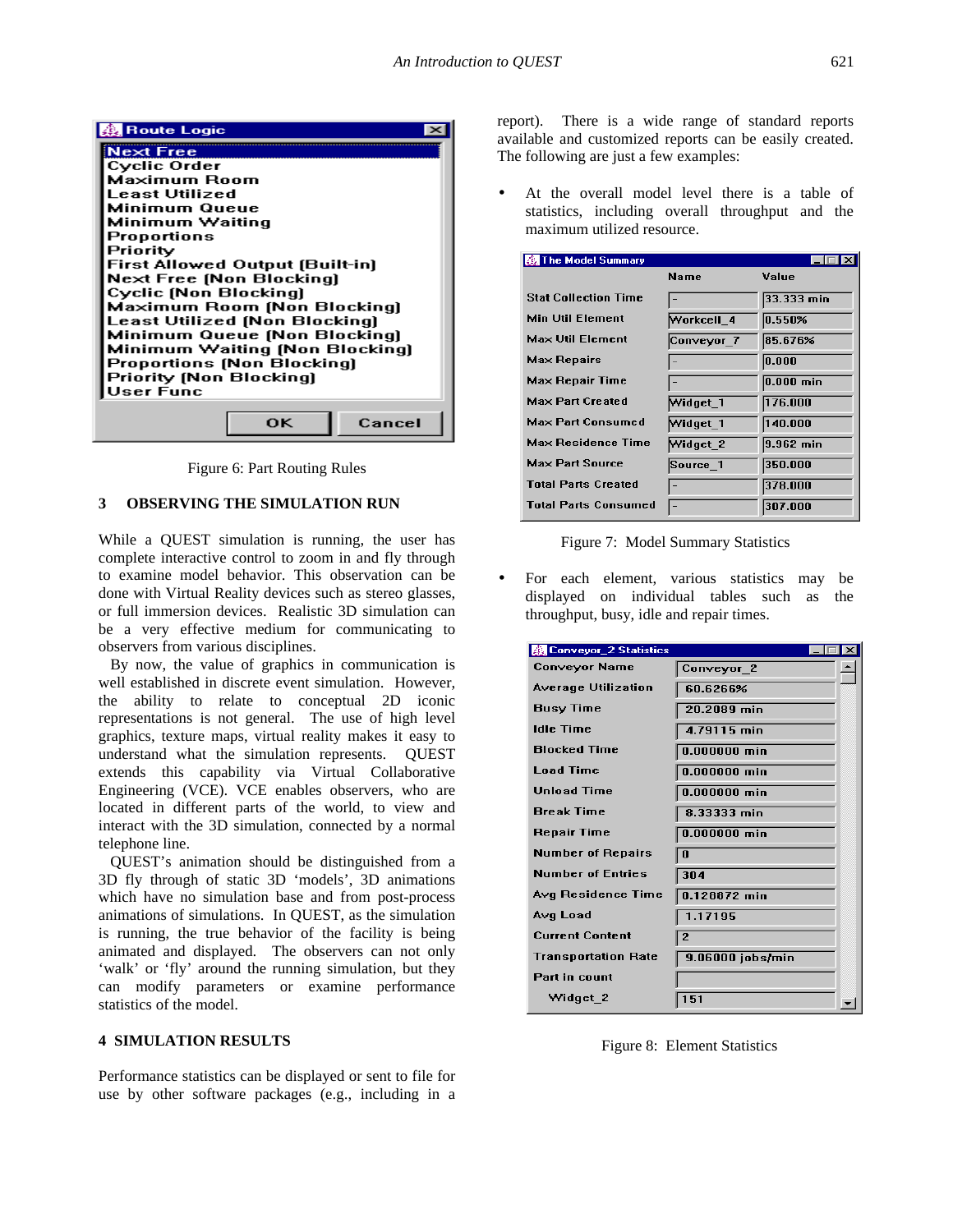| Route Logic |
| --- |
| Next Free |
| Cyclic Order |
| Maximum Room |
| Least Utilized |
| Minimum Queue |
| Minimum Waiting |
| Proportions |
| Priority |
| First Allowed Output (Built-in) |
| Next Free (Non Blocking) |
| Cyclic (Non Blocking) |
| Maximum Room (Non Blocking) |
| Least Utilized (Non Blocking) |
| Minimum Queue (Non Blocking) |
| Minimum Waiting (Non Blocking) |
| Proportions (Non Blocking) |
| Priority (Non Blocking) |
| User Func |

Figure 6: Part Routing Rules

## 3 OBSERVING THE SIMULATION RUN

While a QUEST simulation is running, the user has complete interactive control to zoom in and fly through to examine model behavior. This observation can be done with Virtual Reality devices such as stereo glasses, or full immersion devices. Realistic 3D simulation can be a very effective medium for communicating to observers from various disciplines.

By now, the value of graphics in communication is well established in discrete event simulation. However, the ability to relate to conceptual 2D iconic representations is not general. The use of high level graphics, texture maps, virtual reality makes it easy to understand what the simulation represents. QUEST extends this capability via Virtual Collaborative Engineering (VCE). VCE enables observers, who are located in different parts of the world, to view and interact with the 3D simulation, connected by a normal telephone line.

QUEST's animation should be distinguished from a 3D fly through of static 3D 'models', 3D animations which have no simulation base and from post-process animations of simulations. In QUEST, as the simulation is running, the true behavior of the facility is being animated and displayed. The observers can not only 'walk' or 'fly' around the running simulation, but they can modify parameters or examine performance statistics of the model.

## 4 SIMULATION RESULTS

Performance statistics can be displayed or sent to file for use by other software packages (e.g., including in a report). There is a wide range of standard reports available and customized reports can be easily created. The following are just a few examples:

- At the overall model level there is a table of statistics, including overall throughput and the maximum utilized resource.

| The Model Summary | Name | Value |
| --- | --- | --- |
| Stat Collection Time | - | 33.333 min |
| Min Util Element | Workcell_4 | 0.550% |
| Max Util Element | Conveyor_7 | 85.676% |
| Max Repairs | - | 0.000 |
| Max Repair Time | - | 0.000 min |
| Max Part Created | Widget_1 | 176.000 |
| Max Part Consumed | Widget_1 | 140.000 |
| Max Residence Time | Widget_2 | 9.962 min |
| Max Part Source | Source_1 | 350.000 |
| Total Parts Created | - | 378.000 |
| Total Parts Consumed | - | 307.000 |

Figure 7: Model Summary Statistics

- For each element, various statistics may be displayed on individual tables such as the throughput, busy, idle and repair times.

| Conveyor_2 Statistics | |
| --- | --- |
| Conveyor Name | Conveyor_2 |
| Average Utilization | 60.6266% |
| Busy Time | 20.2089 min |
| Idle Time | 4.79115 min |
| Blocked Time | 0.000000 min |
| Load Time | 0.000000 min |
| Unload Time | 0.000000 min |
| Break Time | 8.33333 min |
| Repair Time | 0.000000 min |
| Number of Repairs | 0 |
| Number of Entries | 304 |
| Avg Residence Time | 0.128872 min |
| Avg Load | 1.17195 |
| Current Content | 2 |
| Transportation Rate | 9.06000 jobs/min |
| Part In count | |
| Widget_2 | 151 |

Figure 8: Element Statistics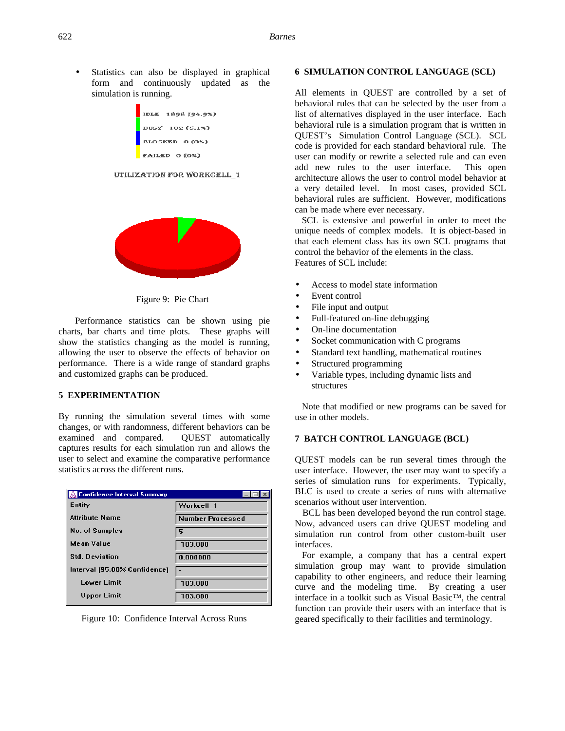- Statistics can also be displayed in graphical form and continuously updated as the simulation is running.

IDLE 1898 (94.9%)
BUSY 102 (5.1%)
BLOCKED 0 (0%)
FAILED 0 (0%)

UTILIZATION FOR WORKCELL_1

Figure 9: Pie Chart

Performance statistics can be shown using pie charts, bar charts and time plots. These graphs will show the statistics changing as the model is running, allowing the user to observe the effects of behavior on performance. There is a wide range of standard graphs and customized graphs can be produced.

## 5 EXPERIMENTATION

By running the simulation several times with some changes, or with randomness, different behaviors can be examined and compared. QUEST automatically captures results for each simulation run and allows the user to select and examine the comparative performance statistics across the different runs.

| Confidence Interval Summary | |
|---|---|
| Entity | Workcell_1 |
| Attribute Name | Number Processed |
| No. of Samples | 5 |
| Mean Value | 103.000 |
| Std. Deviation | 0.000000 |
| Interval (95.00% Confidence) | - |
| Lower Limit | 103.000 |
| Upper Limit | 103.000 |

Figure 10: Confidence Interval Across Runs

## 6 SIMULATION CONTROL LANGUAGE (SCL)

All elements in QUEST are controlled by a set of behavioral rules that can be selected by the user from a list of alternatives displayed in the user interface. Each behavioral rule is a simulation program that is written in QUEST's Simulation Control Language (SCL). SCL code is provided for each standard behavioral rule. The user can modify or rewrite a selected rule and can even add new rules to the user interface. This open architecture allows the user to control model behavior at a very detailed level. In most cases, provided SCL behavioral rules are sufficient. However, modifications can be made where ever necessary.

SCL is extensive and powerful in order to meet the unique needs of complex models. It is object-based in that each element class has its own SCL programs that control the behavior of the elements in the class.

Features of SCL include:

- Access to model state information
- Event control
- File input and output
- Full-featured on-line debugging
- On-line documentation
- Socket communication with C programs
- Standard text handling, mathematical routines
- Structured programming
- Variable types, including dynamic lists and structures

Note that modified or new programs can be saved for use in other models.

## 7 BATCH CONTROL LANGUAGE (BCL)

QUEST models can be run several times through the user interface. However, the user may want to specify a series of simulation runs for experiments. Typically, BLC is used to create a series of runs with alternative scenarios without user intervention.

BCL has been developed beyond the run control stage. Now, advanced users can drive QUEST modeling and simulation run control from other custom-built user interfaces.

For example, a company that has a central expert simulation group may want to provide simulation capability to other engineers, and reduce their learning curve and the modeling time. By creating a user interface in a toolkit such as Visual Basic™, the central function can provide their users with an interface that is geared specifically to their facilities and terminology.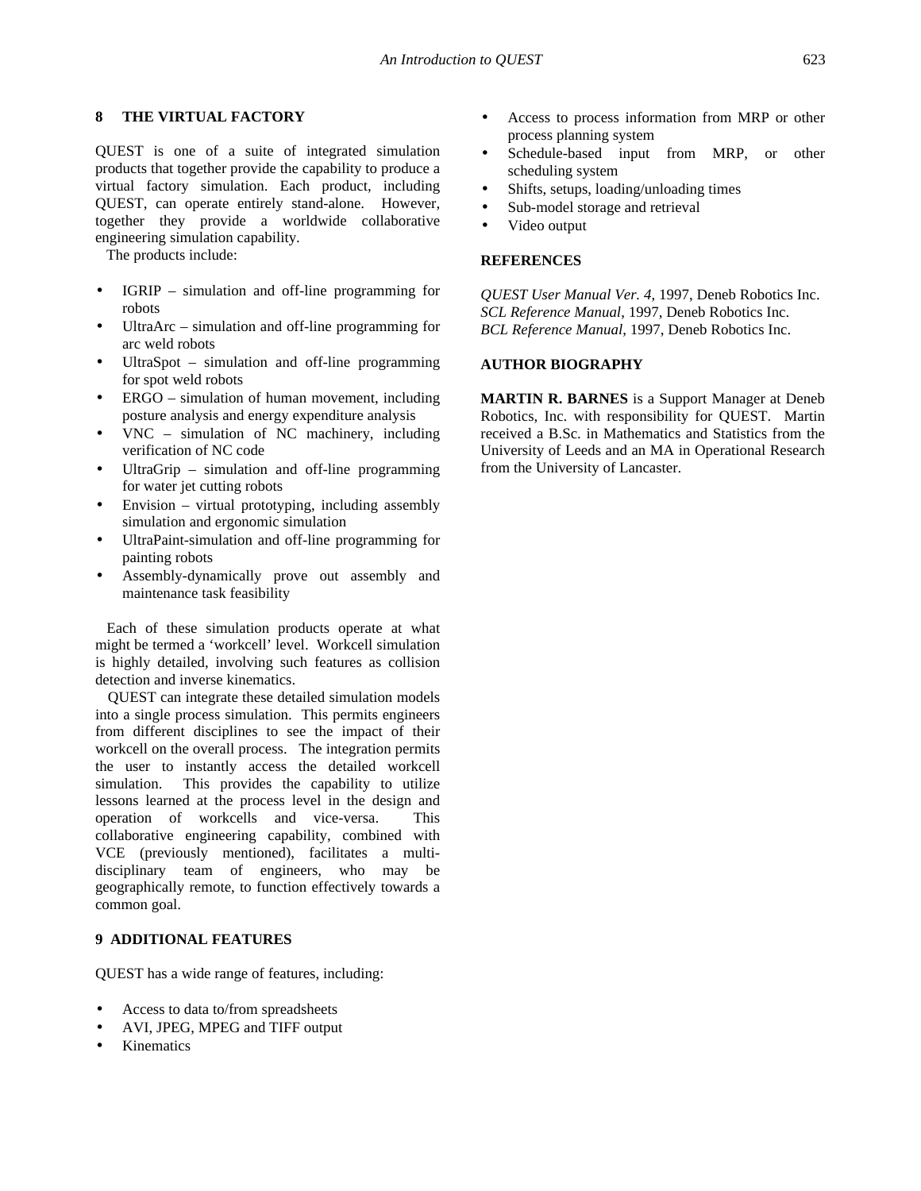## 8 THE VIRTUAL FACTORY

QUEST is one of a suite of integrated simulation products that together provide the capability to produce a virtual factory simulation. Each product, including QUEST, can operate entirely stand-alone. However, together they provide a worldwide collaborative engineering simulation capability.

The products include:

- IGRIP – simulation and off-line programming for robots
- UltraArc – simulation and off-line programming for arc weld robots
- UltraSpot – simulation and off-line programming for spot weld robots
- ERGO – simulation of human movement, including posture analysis and energy expenditure analysis
- VNC – simulation of NC machinery, including verification of NC code
- UltraGrip – simulation and off-line programming for water jet cutting robots
- Envision – virtual prototyping, including assembly simulation and ergonomic simulation
- UltraPaint-simulation and off-line programming for painting robots
- Assembly-dynamically prove out assembly and maintenance task feasibility

Each of these simulation products operate at what might be termed a 'workcell' level. Workcell simulation is highly detailed, involving such features as collision detection and inverse kinematics.

QUEST can integrate these detailed simulation models into a single process simulation. This permits engineers from different disciplines to see the impact of their workcell on the overall process. The integration permits the user to instantly access the detailed workcell simulation. This provides the capability to utilize lessons learned at the process level in the design and operation of workcells and vice-versa. This collaborative engineering capability, combined with VCE (previously mentioned), facilitates a multi-disciplinary team of engineers, who may be geographically remote, to function effectively towards a common goal.

## 9 ADDITIONAL FEATURES

QUEST has a wide range of features, including:

- Access to data to/from spreadsheets
- AVI, JPEG, MPEG and TIFF output
- Kinematics
- Access to process information from MRP or other process planning system
- Schedule-based input from MRP, or other scheduling system
- Shifts, setups, loading/unloading times
- Sub-model storage and retrieval
- Video output

## REFERENCES

*QUEST User Manual Ver. 4*, 1997, Deneb Robotics Inc.
*SCL Reference Manual*, 1997, Deneb Robotics Inc.
*BCL Reference Manual*, 1997, Deneb Robotics Inc.

## AUTHOR BIOGRAPHY

**MARTIN R. BARNES** is a Support Manager at Deneb Robotics, Inc. with responsibility for QUEST. Martin received a B.Sc. in Mathematics and Statistics from the University of Leeds and an MA in Operational Research from the University of Lancaster.